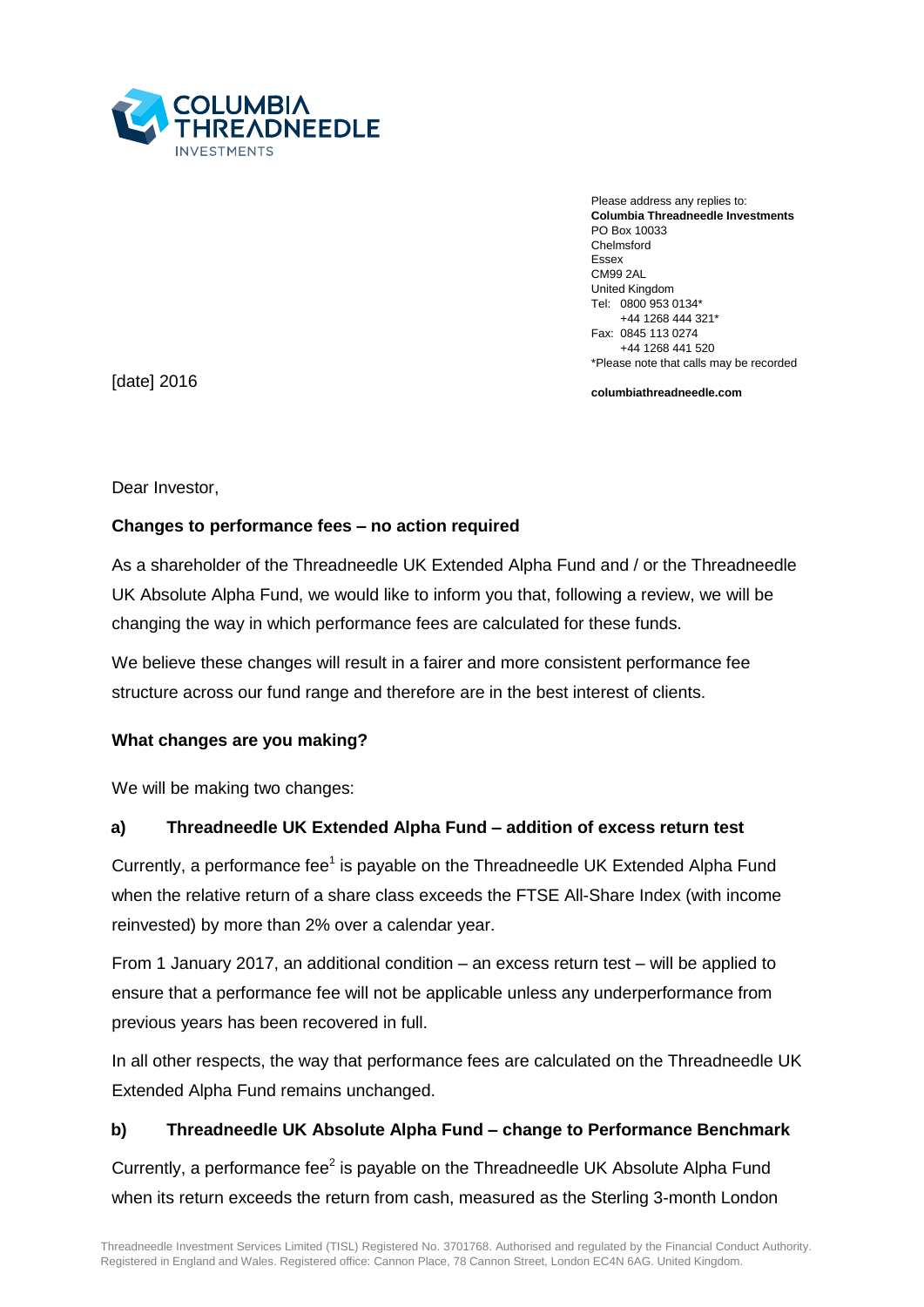Please address any replies to:
**Columbia Threadneedle Investments**
PO Box 10033
Chelmsford
Essex
CM99 2AL
United Kingdom
Tel: 0800 953 0134*
+44 1268 444 321*
Fax: 0845 113 0274
+44 1268 441 520
*Please note that calls may be recorded

**columbiathreadneedle.com**

[date] 2016

Dear Investor,

**Changes to performance fees – no action required**

As a shareholder of the Threadneedle UK Extended Alpha Fund and / or the Threadneedle UK Absolute Alpha Fund, we would like to inform you that, following a review, we will be changing the way in which performance fees are calculated for these funds.

We believe these changes will result in a fairer and more consistent performance fee structure across our fund range and therefore are in the best interest of clients.

**What changes are you making?**

We will be making two changes:

**a) Threadneedle UK Extended Alpha Fund – addition of excess return test**

Currently, a performance fee[1] is payable on the Threadneedle UK Extended Alpha Fund when the relative return of a share class exceeds the FTSE All-Share Index (with income reinvested) by more than 2% over a calendar year.

From 1 January 2017, an additional condition – an excess return test – will be applied to ensure that a performance fee will not be applicable unless any underperformance from previous years has been recovered in full.

In all other respects, the way that performance fees are calculated on the Threadneedle UK Extended Alpha Fund remains unchanged.

**b) Threadneedle UK Absolute Alpha Fund – change to Performance Benchmark**

Currently, a performance fee[2] is payable on the Threadneedle UK Absolute Alpha Fund when its return exceeds the return from cash, measured as the Sterling 3-month London

Threadneedle Investment Services Limited (TISL) Registered No. 3701768. Authorised and regulated by the Financial Conduct Authority. Registered in England and Wales. Registered office: Cannon Place, 78 Cannon Street, London EC4N 6AG. United Kingdom.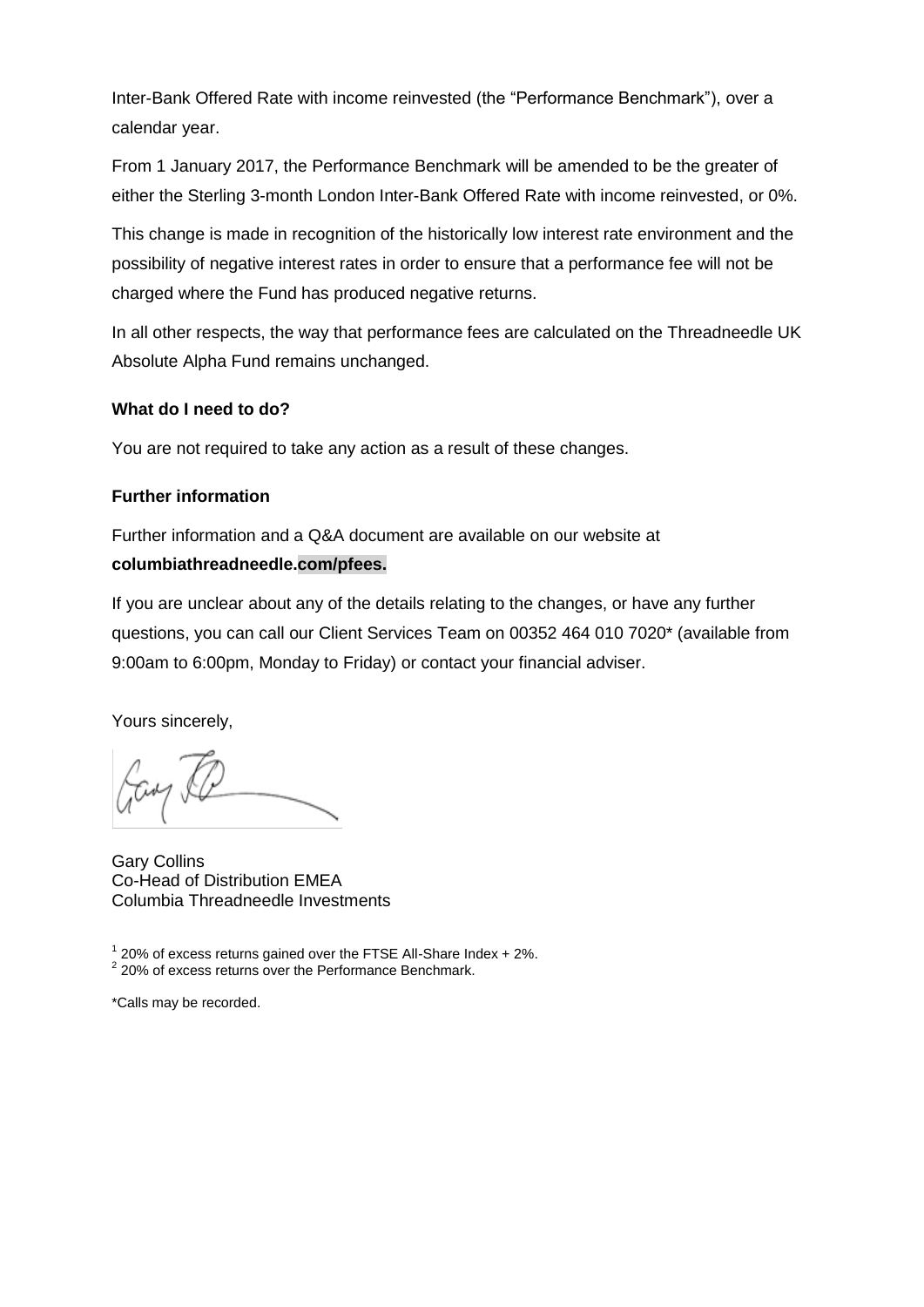Inter-Bank Offered Rate with income reinvested (the "Performance Benchmark"), over a calendar year.

From 1 January 2017, the Performance Benchmark will be amended to be the greater of either the Sterling 3-month London Inter-Bank Offered Rate with income reinvested, or 0%.

This change is made in recognition of the historically low interest rate environment and the possibility of negative interest rates in order to ensure that a performance fee will not be charged where the Fund has produced negative returns.

In all other respects, the way that performance fees are calculated on the Threadneedle UK Absolute Alpha Fund remains unchanged.

**What do I need to do?**

You are not required to take any action as a result of these changes.

**Further information**

Further information and a Q&A document are available on our website at **columbiathreadneedle.com/pfees.**

If you are unclear about any of the details relating to the changes, or have any further questions, you can call our Client Services Team on 00352 464 010 7020* (available from 9:00am to 6:00pm, Monday to Friday) or contact your financial adviser.

Yours sincerely,

Gary Collins
Co-Head of Distribution EMEA
Columbia Threadneedle Investments

[1] 20% of excess returns gained over the FTSE All-Share Index + 2%.
[2] 20% of excess returns over the Performance Benchmark.

*Calls may be recorded.